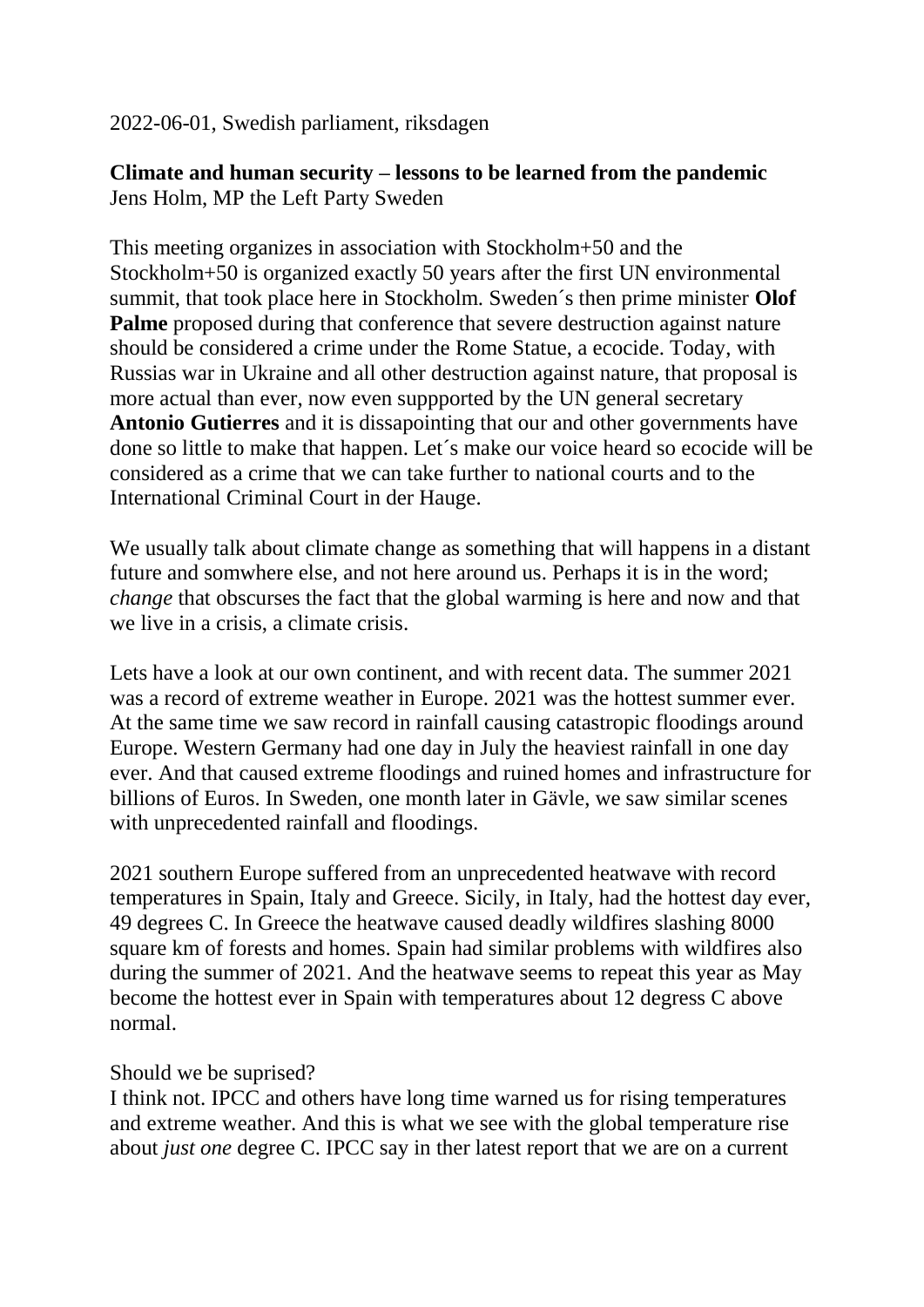2022-06-01, Swedish parliament, riksdagen

**Climate and human security – lessons to be learned from the pandemic**
Jens Holm, MP the Left Party Sweden

This meeting organizes in association with Stockholm+50 and the Stockholm+50 is organized exactly 50 years after the first UN environmental summit, that took place here in Stockholm. Sweden´s then prime minister **Olof Palme** proposed during that conference that severe destruction against nature should be considered a crime under the Rome Statue, a ecocide. Today, with Russias war in Ukraine and all other destruction against nature, that proposal is more actual than ever, now even suppported by the UN general secretary **Antonio Gutierres** and it is dissapointing that our and other governments have done so little to make that happen. Let´s make our voice heard so ecocide will be considered as a crime that we can take further to national courts and to the International Criminal Court in der Hauge.

We usually talk about climate change as something that will happens in a distant future and somwhere else, and not here around us. Perhaps it is in the word; *change* that obscurses the fact that the global warming is here and now and that we live in a crisis, a climate crisis.

Lets have a look at our own continent, and with recent data. The summer 2021 was a record of extreme weather in Europe. 2021 was the hottest summer ever. At the same time we saw record in rainfall causing catastropic floodings around Europe. Western Germany had one day in July the heaviest rainfall in one day ever. And that caused extreme floodings and ruined homes and infrastructure for billions of Euros. In Sweden, one month later in Gävle, we saw similar scenes with unprecedented rainfall and floodings.

2021 southern Europe suffered from an unprecedented heatwave with record temperatures in Spain, Italy and Greece. Sicily, in Italy, had the hottest day ever, 49 degrees C. In Greece the heatwave caused deadly wildfires slashing 8000 square km of forests and homes. Spain had similar problems with wildfires also during the summer of 2021. And the heatwave seems to repeat this year as May become the hottest ever in Spain with temperatures about 12 degress C above normal.

Should we be suprised?
I think not. IPCC and others have long time warned us for rising temperatures and extreme weather. And this is what we see with the global temperature rise about *just one* degree C. IPCC say in ther latest report that we are on a current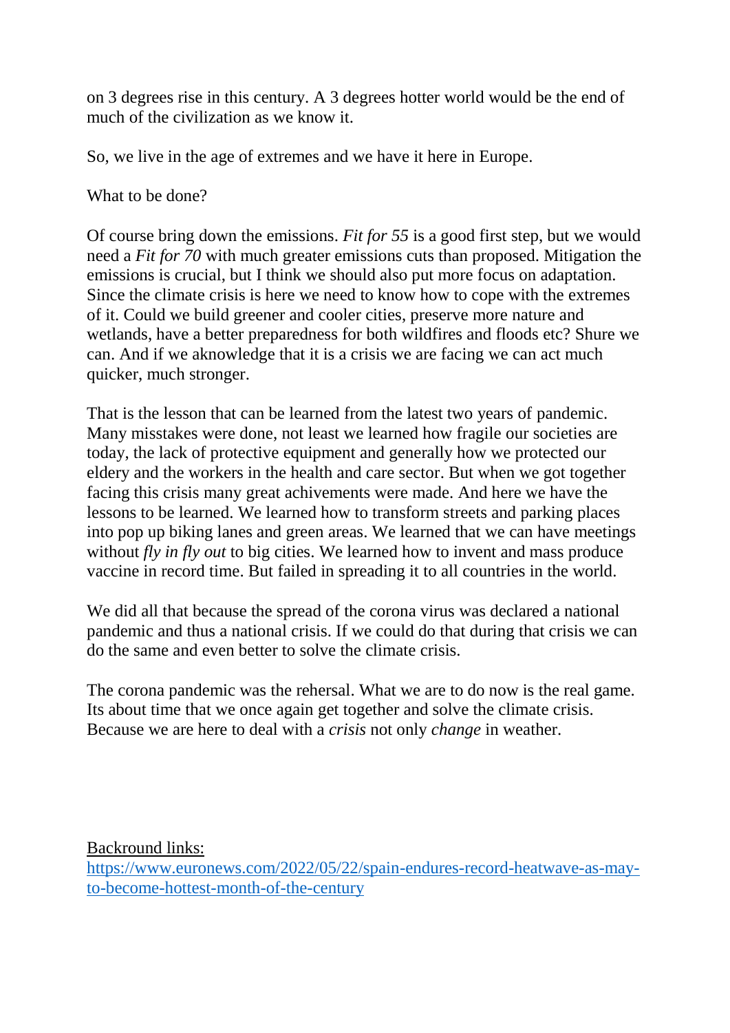on 3 degrees rise in this century. A 3 degrees hotter world would be the end of much of the civilization as we know it.

So, we live in the age of extremes and we have it here in Europe.

What to be done?

Of course bring down the emissions. *Fit for 55* is a good first step, but we would need a *Fit for 70* with much greater emissions cuts than proposed. Mitigation the emissions is crucial, but I think we should also put more focus on adaptation. Since the climate crisis is here we need to know how to cope with the extremes of it. Could we build greener and cooler cities, preserve more nature and wetlands, have a better preparedness for both wildfires and floods etc? Shure we can. And if we aknowledge that it is a crisis we are facing we can act much quicker, much stronger.

That is the lesson that can be learned from the latest two years of pandemic. Many misstakes were done, not least we learned how fragile our societies are today, the lack of protective equipment and generally how we protected our eldery and the workers in the health and care sector. But when we got together facing this crisis many great achivements were made. And here we have the lessons to be learned. We learned how to transform streets and parking places into pop up biking lanes and green areas. We learned that we can have meetings without *fly in fly out* to big cities. We learned how to invent and mass produce vaccine in record time. But failed in spreading it to all countries in the world.

We did all that because the spread of the corona virus was declared a national pandemic and thus a national crisis. If we could do that during that crisis we can do the same and even better to solve the climate crisis.

The corona pandemic was the rehersal. What we are to do now is the real game. Its about time that we once again get together and solve the climate crisis. Because we are here to deal with a *crisis* not only *change* in weather.

Backround links:
[https://www.euronews.com/2022/05/22/spain-endures-record-heatwave-as-may-to-become-hottest-month-of-the-century](https://www.euronews.com/2022/05/22/spain-endures-record-heatwave-as-may-to-become-hottest-month-of-the-century)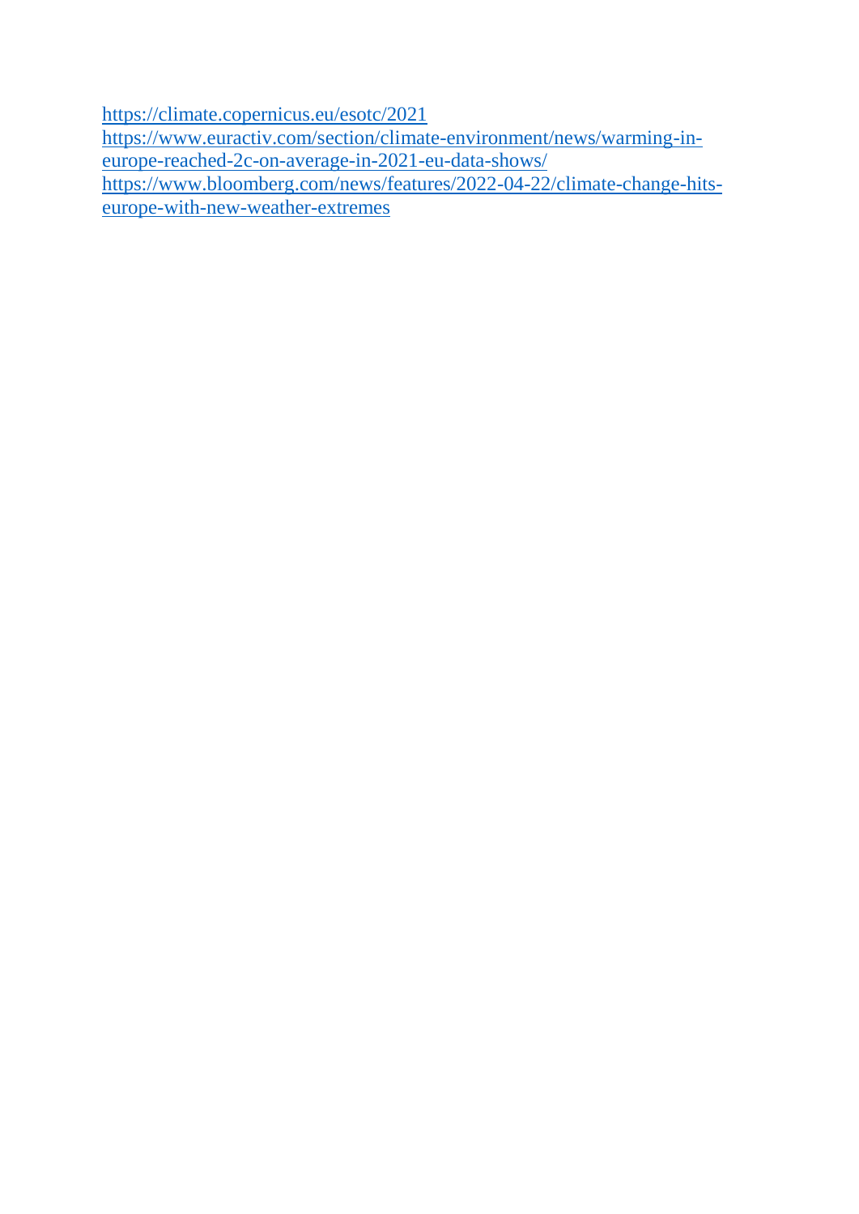https://climate.copernicus.eu/esotc/2021
https://www.euractiv.com/section/climate-environment/news/warming-in-europe-reached-2c-on-average-in-2021-eu-data-shows/
https://www.bloomberg.com/news/features/2022-04-22/climate-change-hits-europe-with-new-weather-extremes